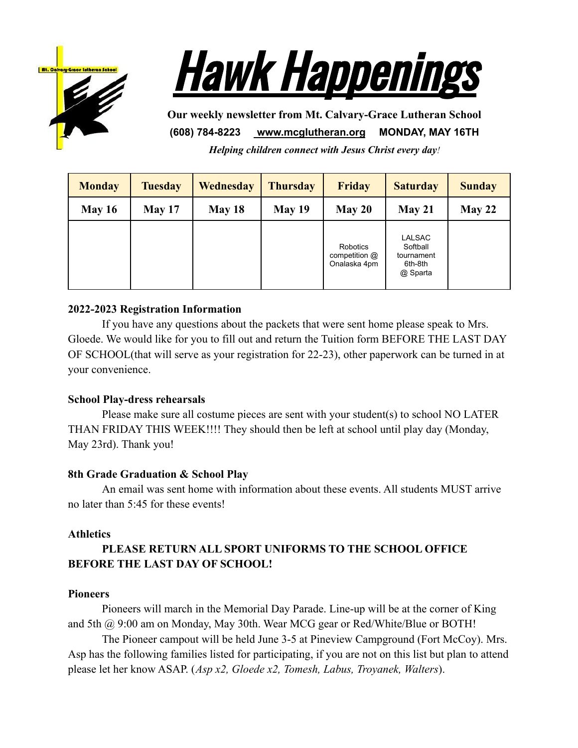# Hawk Happenings

**Our weekly newsletter from Mt. Calvary-Grace Lutheran School**

**(608) 784-8223 www.mcglutheran.org MONDAY, MAY 16TH**

***Helping children connect with Jesus Christ every day!***

| Monday | Tuesday | Wednesday | Thursday | Friday | Saturday | Sunday |
|---|---|---|---|---|---|---|
| **May 16** | **May 17** | **May 18** | **May 19** | **May 20** | **May 21** | **May 22** |
| | | | | Robotics competition @ Onalaska 4pm | LALSAC Softball tournament 6th-8th @ Sparta | |

**2022-2023 Registration Information**

If you have any questions about the packets that were sent home please speak to Mrs. Gloede. We would like for you to fill out and return the Tuition form BEFORE THE LAST DAY OF SCHOOL(that will serve as your registration for 22-23), other paperwork can be turned in at your convenience.

**School Play-dress rehearsals**

Please make sure all costume pieces are sent with your student(s) to school NO LATER THAN FRIDAY THIS WEEK!!!! They should then be left at school until play day (Monday, May 23rd). Thank you!

**8th Grade Graduation & School Play**

An email was sent home with information about these events. All students MUST arrive no later than 5:45 for these events!

**Athletics**

**PLEASE RETURN ALL SPORT UNIFORMS TO THE SCHOOL OFFICE BEFORE THE LAST DAY OF SCHOOL!**

**Pioneers**

Pioneers will march in the Memorial Day Parade. Line-up will be at the corner of King and 5th @ 9:00 am on Monday, May 30th. Wear MCG gear or Red/White/Blue or BOTH!

The Pioneer campout will be held June 3-5 at Pineview Campground (Fort McCoy). Mrs. Asp has the following families listed for participating, if you are not on this list but plan to attend please let her know ASAP. (*Asp x2, Gloede x2, Tomesh, Labus, Troyanek, Walters*).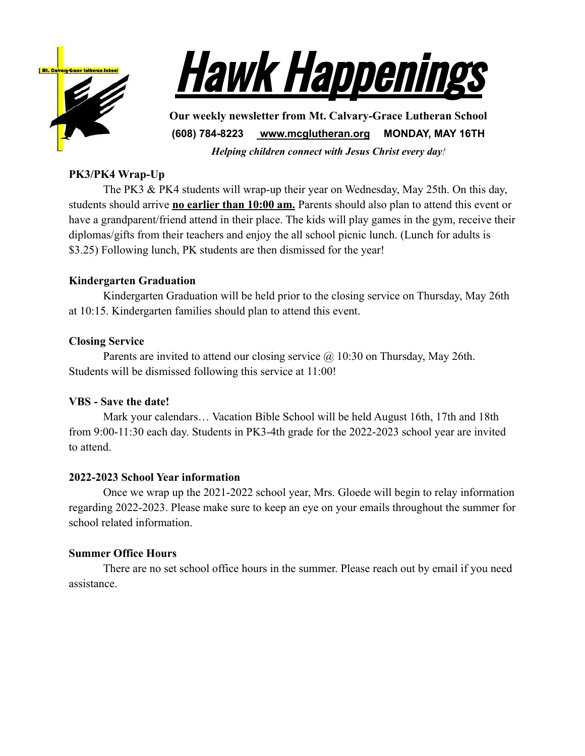# Hawk Happenings

**Our weekly newsletter from Mt. Calvary-Grace Lutheran School**

**(608) 784-8223 [www.mcglutheran.org](http://www.mcglutheran.org) MONDAY, MAY 16TH**

***Helping children connect with Jesus Christ every day!***

**PK3/PK4 Wrap-Up**

The PK3 & PK4 students will wrap-up their year on Wednesday, May 25th. On this day, students should arrive **no earlier than 10:00 am.** Parents should also plan to attend this event or have a grandparent/friend attend in their place. The kids will play games in the gym, receive their diplomas/gifts from their teachers and enjoy the all school picnic lunch. (Lunch for adults is $3.25) Following lunch, PK students are then dismissed for the year!

**Kindergarten Graduation**

Kindergarten Graduation will be held prior to the closing service on Thursday, May 26th at 10:15. Kindergarten families should plan to attend this event.

**Closing Service**

Parents are invited to attend our closing service @ 10:30 on Thursday, May 26th. Students will be dismissed following this service at 11:00!

**VBS - Save the date!**

Mark your calendars… Vacation Bible School will be held August 16th, 17th and 18th from 9:00-11:30 each day. Students in PK3-4th grade for the 2022-2023 school year are invited to attend.

**2022-2023 School Year information**

Once we wrap up the 2021-2022 school year, Mrs. Gloede will begin to relay information regarding 2022-2023. Please make sure to keep an eye on your emails throughout the summer for school related information.

**Summer Office Hours**

There are no set school office hours in the summer. Please reach out by email if you need assistance.